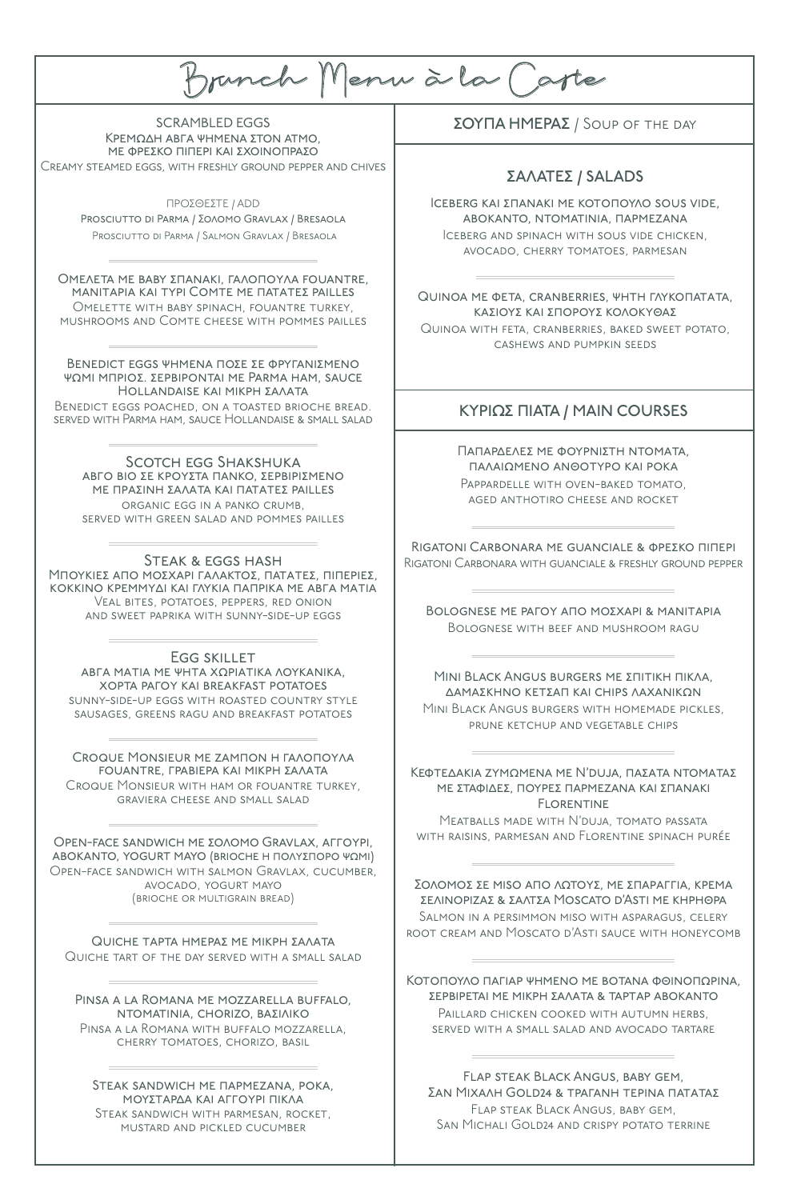# Brunch Menu à la Carte

SCRAMBLED EGGS
Κρεμώδη αβγά ψημένα στον ατμό, με φρέσκο πιπέρι και σχοινόπρασο
Creamy steamed eggs, with freshly ground pepper and chives

ΠΡΟΣΘΕΣΤΕ / ADD
Prosciutto di Parma / Σολομό Gravlax / Bresaola
Prosciutto di Parma / Salmon Gravlax / Bresaola

---

Ομελέτα με baby σπανάκι, γαλοπούλα fouantre, μανιτάρια και τυρί Comte με πατάτες pailles
Omelette with baby spinach, fouantre turkey, mushrooms and Comte cheese with pommes pailles

---

Benedict eggs ψημένα ποσέ σε φρυγανισμένο ψωμί μπριός. Σερβίρονται με Parma ham, sauce Hollandaise και μικρή σαλάτα
Benedict eggs poached, on a toasted brioche bread. served with Parma ham, sauce Hollandaise & small salad

---

Scotch egg Shakshuka
Αβγό βιο σε κρούστα πάνκο, σερβιρισμένο με πράσινη σαλάτα και πατάτες pailles
organic egg in a panko crumb, served with green salad and pommes pailles

---

Steak & eggs hash
Μπουκιές από μοσχάρι γάλακτος, πατάτες, πιπεριές, κόκκινο κρεμμύδι και γλυκιά πάπρικα με αβγά μάτια
Veal bites, potatoes, peppers, red onion and sweet paprika with sunny-side-up eggs

---

Egg skillet
Αβγά μάτια με ψητά χωριάτικα λουκάνικα, χόρτα ραγού και breakfast potatoes
sunny-side-up eggs with roasted country style sausages, greens ragu and breakfast potatoes

---

Croque Monsieur με ζαμπόν ή γαλοπούλα fouantre, γραβιέρα και μικρή σαλάτα
Croque Monsieur with ham or fouantre turkey, graviera cheese and small salad

---

Open-face sandwich με σολομό Gravlax, αγγούρι, αβοκάντο, yogurt mayo (brioche ή πολύσπορο ψωμί)
Open-face sandwich with salmon Gravlax, cucumber, avocado, yogurt mayo (brioche or multigrain bread)

---

Quiche τάρτα ημέρας με μικρή σαλάτα
Quiche tart of the day served with a small salad

---

Pinsa a la Romana με mozzarella buffalo, ντοματίνια, chorizo, βασιλικό
Pinsa a la Romana with buffalo mozzarella, cherry tomatoes, chorizo, basil

---

Steak sandwich με παρμεζάνα, ρόκα, μουστάρδα και αγγούρι πίκλα
Steak sandwich with parmesan, rocket, mustard and pickled cucumber

## ΣΟΥΠΑ ΗΜΕΡΑΣ / Soup of the day

## ΣΑΛΑΤΕΣ / SALADS

Iceberg και σπανάκι με κοτόπουλο sous vide, αβοκάντο, ντοματίνια, παρμεζάνα
Iceberg and spinach with sous vide chicken, avocado, cherry tomatoes, parmesan

---

Quinoa με φέτα, cranberries, ψητή γλυκοπατάτα, κάσιους και σπόρους κολοκύθας
Quinoa with feta, cranberries, baked sweet potato, cashews and pumpkin seeds

## ΚΥΡΙΩΣ ΠΙΑΤΑ / MAIN COURSES

Παπαρδέλες με φουρνιστή ντομάτα, παλαιωμένο ανθότυρο και ρόκα
Pappardelle with oven-baked tomato, aged anthotiro cheese and rocket

---

Rigatoni Carbonara με guanciale & φρέσκο πιπέρι
Rigatoni Carbonara with guanciale & freshly ground pepper

---

Bolognese με ραγού από μοσχάρι & μανιτάρια
Bolognese with beef and mushroom ragu

---

Mini Black Angus burgers με σπιτική πίκλα, δαμασκηνο κέτσαπ και chips λαχανικών
Mini Black Angus burgers with homemade pickles, prune ketchup and vegetable chips

---

Κεφτεδάκια ζυμωμένα με N'duja, πασάτα ντομάτας με σταφίδες, πουρές παρμεζάνα και σπανάκι Florentine
Meatballs made with N'duja, tomato passata with raisins, parmesan and Florentine spinach purée

---

Σολομός σε miso από λωτούς, με σπαράγγια, κρέμα σελινόριζας & σάλτσα Moscato d'Asti με κηρήθρα
Salmon in a persimmon miso with asparagus, celery root cream and Moscato d'Asti sauce with honeycomb

---

Κοτόπουλο παγιάρ ψημένο με βότανα φθινοπωρινά, σερβίρεται με μικρή σαλάτα & ταρτάρ αβοκάντο
Paillard chicken cooked with autumn herbs, served with a small salad and avocado tartare

---

Flap steak Black Angus, baby gem, Σαν Μιχάλη Gold24 & τραγανή τερίνα πατάτας
Flap steak Black Angus, baby gem, San Michali Gold24 and crispy potato terrine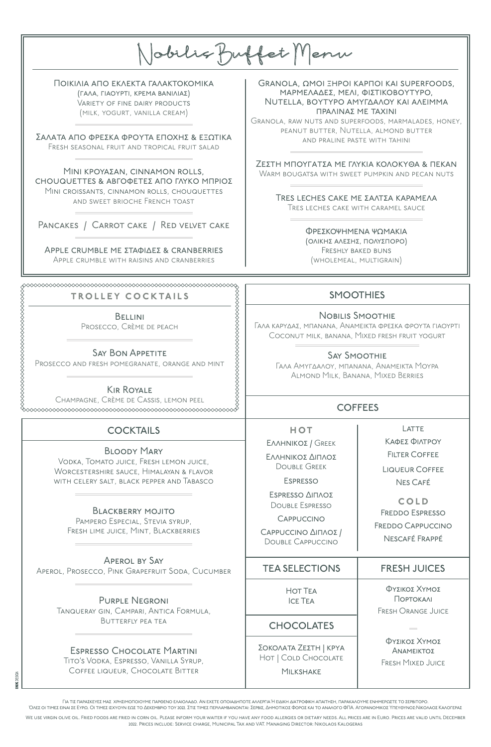# Nobilis Buffet Menu

Ποικιλια απο εκλεκτα γαλακτοκομικα
(γαλα, γιαουρτι, κρεμα βανιλιας)
Variety of fine dairy products
(milk, yogurt, vanilla cream)

Σαλατα απο φρεσκα φρουτα εποχης & εξωτικα
Fresh seasonal fruit and tropical fruit salad

Μινι κρουασαν, cinnamon rolls, chouquettes & αβγοφετες απο γλυκο μπριος
Mini croissants, cinnamon rolls, chouquettes and sweet brioche French toast

Pancakes / Carrot cake / Red velvet cake

Apple crumble με σταφιδες & cranberries
Apple crumble with raisins and cranberries

Granola, ωμοι ξηροι καρποι και superfoods, μαρμελαδες, μελι, φιστικοβουτυρο, Nutella, βουτυρο αμυγδαλου και αλειμμα πραλινας με ταχινι
Granola, raw nuts and superfoods, marmalades, honey, peanut butter, Nutella, almond butter and praline paste with tahini

Ζεστη μπουγατσα με γλυκια κολοκυθα & πεκαν
Warm bougatsa with sweet pumpkin and pecan nuts

Tres leches cake με σαλτσα καραμελα
Tres leches cake with caramel sauce

Φρεσκοψημενα ψωμακια
(ολικης αλεσης, πολυσπορο)
Freshly baked buns
(wholemeal, multigrain)

## Trolley Cocktails

Bellini
Prosecco, Crème de peach

Say Bon Appetite
Prosecco and fresh pomegranate, orange and mint

Kir Royale
Champagne, Crème de Cassis, lemon peel

## Smoothies

Nobilis Smoothie
Γαλα καρυδας, μπανανα, Αναμεικτα φρεσκα φρουτα γιαουρτι
Coconut milk, banana, Mixed fresh fruit yogurt

Say Smoothie
Γαλα Αμυγδαλου, μπανανα, Αναμεικτα Μουρα
Almond Milk, Banana, Mixed Berries

## Cocktails

Bloody Mary
Vodka, Tomato juice, Fresh lemon juice, Worcestershire sauce, Himalayan & flavor with celery salt, black pepper and Tabasco

Blackberry mojito
Pampero Especial, Stevia syrup, Fresh lime juice, Mint, Blackberries

Aperol by Say
Aperol, Prosecco, Pink Grapefruit Soda, Cucumber

Purple Negroni
Tanqueray gin, Campari, Antica Formula, Butterfly pea tea

Espresso Chocolate Martini
Tito's Vodka, Espresso, Vanilla Syrup, Coffee liqueur, Chocolate Bitter

## Coffees

### Hot

Ελληνικος / Greek

Ελληνικος Διπλος
Double Greek

Espresso

Espresso Διπλος
Double Espresso

Cappuccino

Cappuccino Διπλος / Double Cappuccino

Latte

Καφες Φιλτρου
Filter Coffee

Liqueur Coffee

Nes Café

### Cold

Freddo Espresso

Freddo Cappuccino

Nescafé Frappé

## Tea Selections

Hot Tea
Ice Tea

## Chocolates

Σοκολατα Ζεστη | Κρυα
Hot | Cold Chocolate

Milkshake

## Fresh Juices

Φυσικος Χυμος Πορτοκαλι
Fresh Orange Juice

Φυσικος Χυμος Αναμεικτος
Fresh Mixed Juice

Για τις παρασκευες μας χρησιμοποιουμε παρθενο ελαιολαδο. Αν εχετε οποιαδηποτε αλλεργια ή ειδικη διατροφικη απαιτηση, παρακαλουμε ενημερωστε το σερβιτορο.
Όλες οι τιμες ειναι σε Ευρω. Οι τιμες ισχυουν εως το Δεκεμβριο του 2022. Στις τιμες περιλαμβανονται: Σερβις, Δημοτικος Φορος και το αναλογο ΦΠΑ. Αγορανομικος Υπευθυνος: Νικολαος Καλογερας

We use virgin olive oil. Fried foods are fried in corn oil. Please inform your waiter if you have any food allergies or dietary needs. All prices are in Euro. Prices are valid until December 2022. Prices include: Service charge, Municipal Tax and VAT. Managing Director: Nikolaos Kalogeras